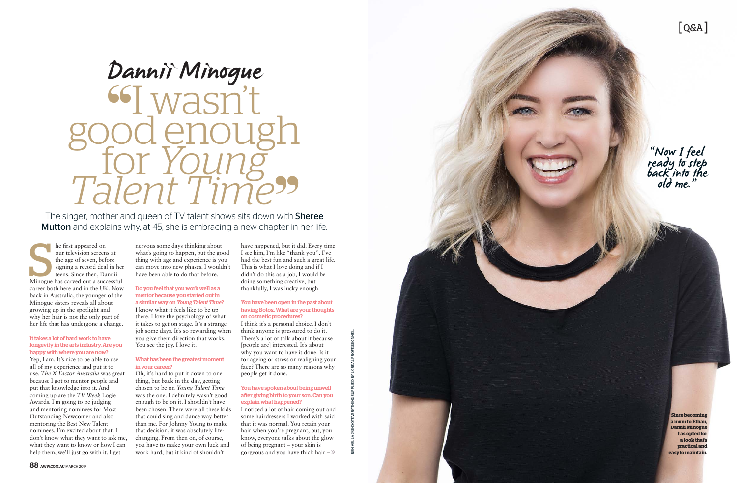[Q&A]

# Dannii Minogue "I wasn't good enough for *Young Talent Time*"

The singer, mother and queen of TV talent shows sits down with **Sheree Mutton** and explains why, at 45, she is embracing a new chapter in her life.

She first appeared on our television screens at the age of seven, before signing a record deal in her teens. Since then, Dannii Minogue has carved out a successful career both here and in the UK. Now back in Australia, the younger of the Minogue sisters reveals all about growing up in the spotlight and why her hair is not the only part of her life that has undergone a change.

**It takes a lot of hard work to have longevity in the arts industry. Are you happy with where you are now?**

Yep, I am. It's nice to be able to use all of my experience and put it to use. *The X Factor Australia* was great because I got to mentor people and put that knowledge into it. And coming up are the *TV Week* Logie Awards. I'm going to be judging and mentoring nominees for Most Outstanding Newcomer and also mentoring the Best New Talent nominees. I'm excited about that. I don't know what they want to ask me, what they want to know or how I can help them, we'll just go with it. I get nervous some days thinking about what's going to happen, but the good thing with age and experience is you can move into new phases. I wouldn't have been able to do that before.

**Do you feel that you work well as a mentor because you started out in a similar way on *Young Talent Time*?**

I know what it feels like to be up there. I love the psychology of what it takes to get on stage. It's a strange job some days. It's so rewarding when you give them direction that works. You see the joy. I love it.

**What has been the greatest moment in your career?**

Oh, it's hard to put it down to one thing, but back in the day, getting chosen to be on *Young Talent Time* was the one. I definitely wasn't good enough to be on it. I shouldn't have been chosen. There were all these kids that could sing and dance way better than me. For Johnny Young to make that decision, it was absolutely life-changing. From then on, of course, you have to make your own luck and work hard, but it kind of shouldn't have happened, but it did. Every time I see him, I'm like "thank you". I've had the best fun and such a great life. This is what I love doing and if I didn't do this as a job, I would be doing something creative, but thankfully, I was lucky enough.

**You have been open in the past about having Botox. What are your thoughts on cosmetic procedures?**

I think it's a personal choice. I don't think anyone is pressured to do it. There's a lot of talk about it because [people are] interested. It's about why you want to have it done. Is it for ageing or stress or realigning your face? There are so many reasons why people get it done.

**You have spoken about being unwell after giving birth to your son. Can you explain what happened?**

I noticed a lot of hair coming out and some hairdressers I worked with said that it was normal. You retain your hair when you're pregnant, but, you know, everyone talks about the glow of being pregnant – your skin is gorgeous and you have thick hair – »

"Now I feel ready to step back into the old me."

**Since becoming a mum to Ethan, Dannii Minogue has opted for a look that's practical and easy to maintain.**

BEN VELLA@SHOOTEVERYTHING SUPPLIED BY L'ORÉAL PROFESSIONNEL.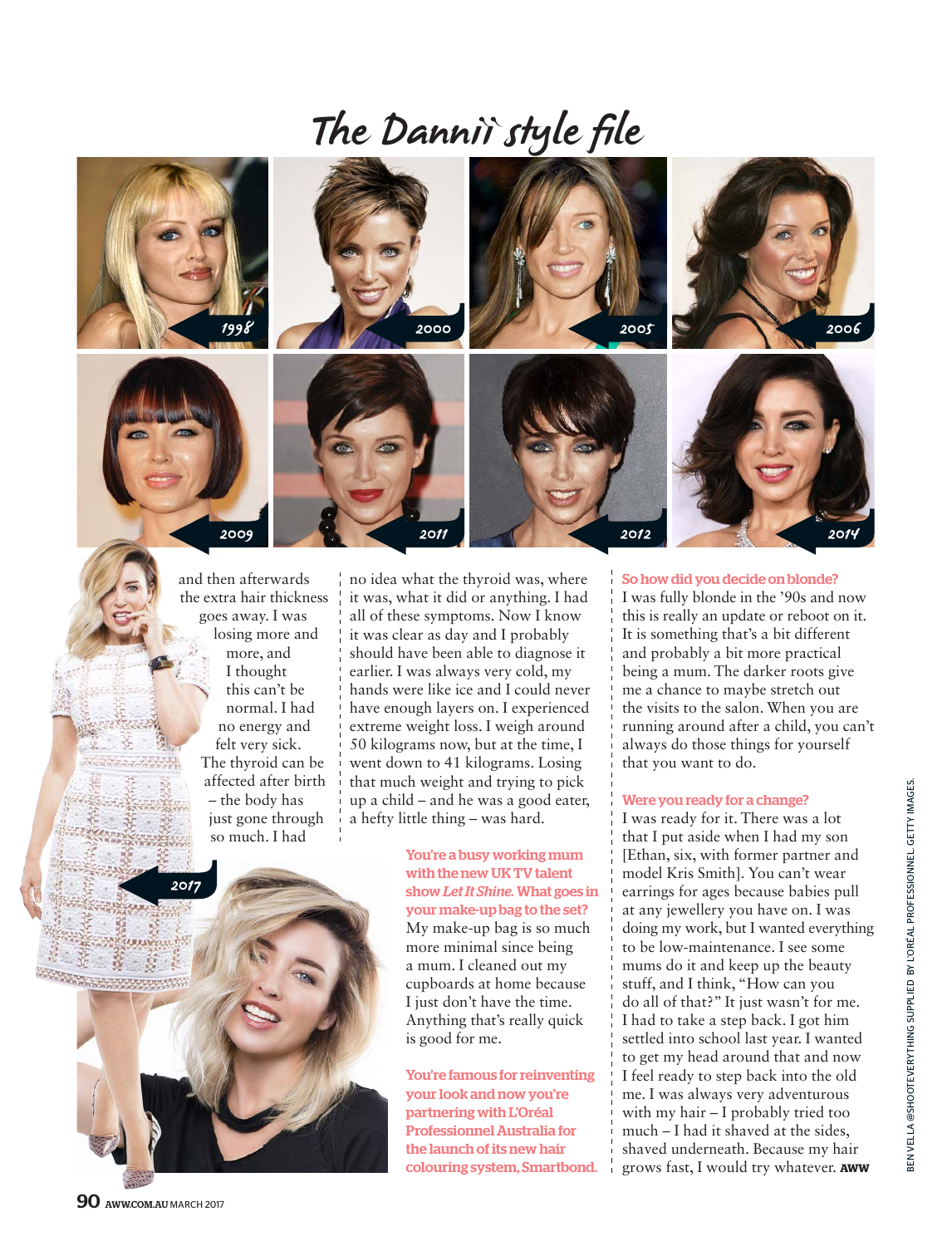# The Dannii style file

1998

2000

2005

2006

2009

2011

2012

2014

2017

and then afterwards the extra hair thickness goes away. I was losing more and more, and I thought this can't be normal. I had no energy and felt very sick. The thyroid can be affected after birth – the body has just gone through so much. I had no idea what the thyroid was, where it was, what it did or anything. I had all of these symptoms. Now I know it was clear as day and I probably should have been able to diagnose it earlier. I was always very cold, my hands were like ice and I could never have enough layers on. I experienced extreme weight loss. I weigh around 50 kilograms now, but at the time, I went down to 41 kilograms. Losing that much weight and trying to pick up a child – and he was a good eater, a hefty little thing – was hard.

**You're a busy working mum with the new UK TV talent show *Let It Shine*. What goes in your make-up bag to the set?**
My make-up bag is so much more minimal since being a mum. I cleaned out my cupboards at home because I just don't have the time. Anything that's really quick is good for me.

**You're famous for reinventing your look and now you're partnering with L'Oréal Professionnel Australia for the launch of its new hair colouring system, Smartbond. So how did you decide on blonde?**
I was fully blonde in the '90s and now this is really an update or reboot on it. It is something that's a bit different and probably a bit more practical being a mum. The darker roots give me a chance to maybe stretch out the visits to the salon. When you are running around after a child, you can't always do those things for yourself that you want to do.

**Were you ready for a change?**
I was ready for it. There was a lot that I put aside when I had my son [Ethan, six, with former partner and model Kris Smith]. You can't wear earrings for ages because babies pull at any jewellery you have on. I was doing my work, but I wanted everything to be low-maintenance. I see some mums do it and keep up the beauty stuff, and I think, "How can you do all of that?" It just wasn't for me. I had to take a step back. I got him settled into school last year. I wanted to get my head around that and now I feel ready to step back into the old me. I was always very adventurous with my hair – I probably tried too much – I had it shaved at the sides, shaved underneath. Because my hair grows fast, I would try whatever. **AWW**

BEN VELLA @SHOOTEVERYTHING SUPPLIED BY L'ORÉAL PROFESSIONNEL. GETTY IMAGES.